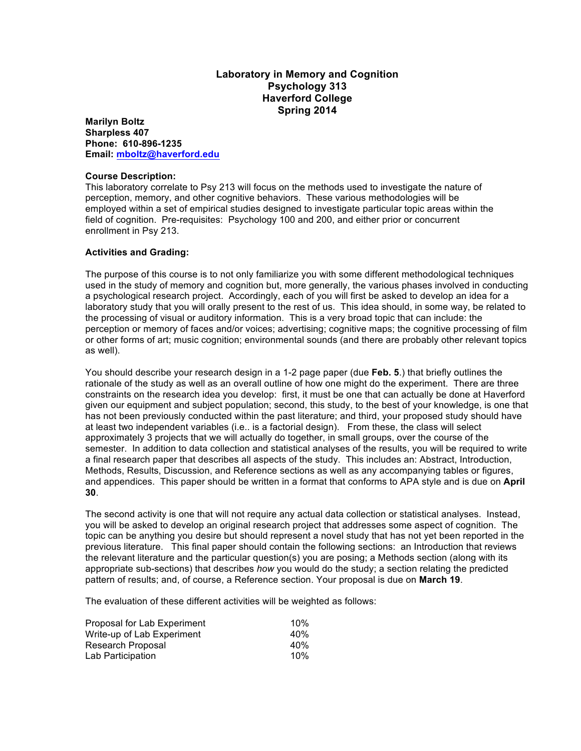# Laboratory in Memory and Cognition
## Psychology 313
## Haverford College
## Spring 2014

**Marilyn Boltz**
**Sharpless 407**
**Phone: 610-896-1235**
**Email: mboltz@haverford.edu**

**Course Description:**
This laboratory correlate to Psy 213 will focus on the methods used to investigate the nature of perception, memory, and other cognitive behaviors. These various methodologies will be employed within a set of empirical studies designed to investigate particular topic areas within the field of cognition. Pre-requisites: Psychology 100 and 200, and either prior or concurrent enrollment in Psy 213.

**Activities and Grading:**

The purpose of this course is to not only familiarize you with some different methodological techniques used in the study of memory and cognition but, more generally, the various phases involved in conducting a psychological research project. Accordingly, each of you will first be asked to develop an idea for a laboratory study that you will orally present to the rest of us. This idea should, in some way, be related to the processing of visual or auditory information. This is a very broad topic that can include: the perception or memory of faces and/or voices; advertising; cognitive maps; the cognitive processing of film or other forms of art; music cognition; environmental sounds (and there are probably other relevant topics as well).

You should describe your research design in a 1-2 page paper (due **Feb. 5**.) that briefly outlines the rationale of the study as well as an overall outline of how one might do the experiment. There are three constraints on the research idea you develop: first, it must be one that can actually be done at Haverford given our equipment and subject population; second, this study, to the best of your knowledge, is one that has not been previously conducted within the past literature; and third, your proposed study should have at least two independent variables (i.e.. is a factorial design). From these, the class will select approximately 3 projects that we will actually do together, in small groups, over the course of the semester. In addition to data collection and statistical analyses of the results, you will be required to write a final research paper that describes all aspects of the study. This includes an: Abstract, Introduction, Methods, Results, Discussion, and Reference sections as well as any accompanying tables or figures, and appendices. This paper should be written in a format that conforms to APA style and is due on **April 30**.

The second activity is one that will not require any actual data collection or statistical analyses. Instead, you will be asked to develop an original research project that addresses some aspect of cognition. The topic can be anything you desire but should represent a novel study that has not yet been reported in the previous literature. This final paper should contain the following sections: an Introduction that reviews the relevant literature and the particular question(s) you are posing; a Methods section (along with its appropriate sub-sections) that describes *how* you would do the study; a section relating the predicted pattern of results; and, of course, a Reference section. Your proposal is due on **March 19**.

The evaluation of these different activities will be weighted as follows:

| | |
|---|---|
| Proposal for Lab Experiment | 10% |
| Write-up of Lab Experiment | 40% |
| Research Proposal | 40% |
| Lab Participation | 10% |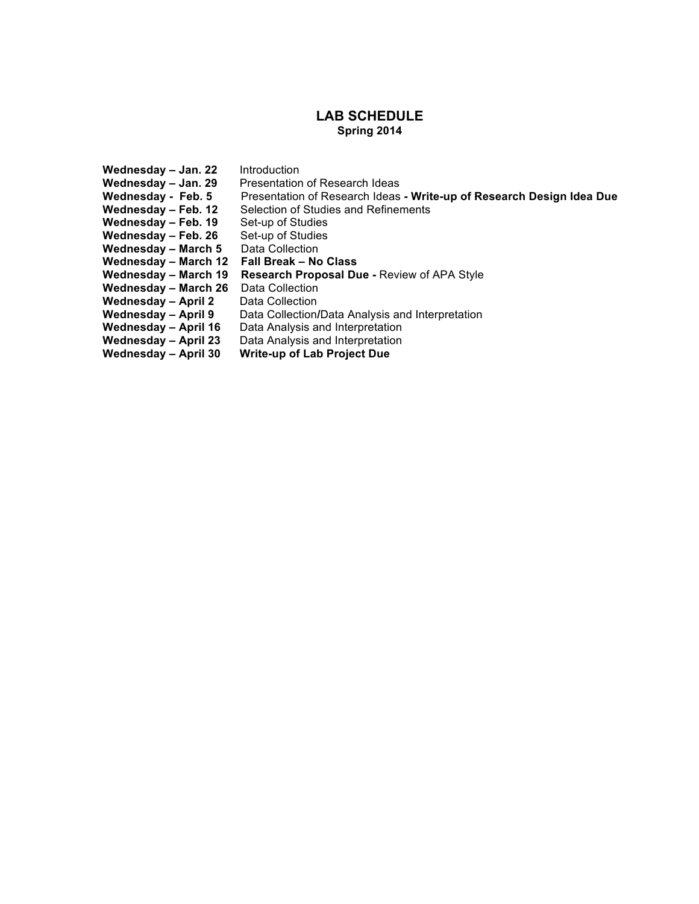## LAB SCHEDULE
**Spring 2014**

| | |
|---|---|
| **Wednesday – Jan. 22** | Introduction |
| **Wednesday – Jan. 29** | Presentation of Research Ideas |
| **Wednesday - Feb. 5** | Presentation of Research Ideas **- Write-up of Research Design Idea Due** |
| **Wednesday – Feb. 12** | Selection of Studies and Refinements |
| **Wednesday – Feb. 19** | Set-up of Studies |
| **Wednesday – Feb. 26** | Set-up of Studies |
| **Wednesday – March 5** | Data Collection |
| **Wednesday – March 12** | **Fall Break – No Class** |
| **Wednesday – March 19** | **Research Proposal Due -** Review of APA Style |
| **Wednesday – March 26** | Data Collection |
| **Wednesday – April 2** | Data Collection |
| **Wednesday – April 9** | Data Collection/Data Analysis and Interpretation |
| **Wednesday – April 16** | Data Analysis and Interpretation |
| **Wednesday – April 23** | Data Analysis and Interpretation |
| **Wednesday – April 30** | **Write-up of Lab Project Due** |